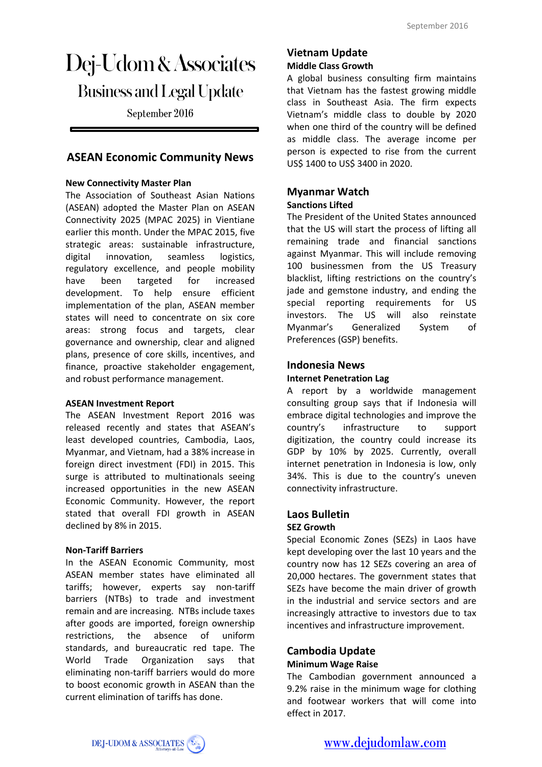# Dej-Udom & Associates

## Business and Legal Update

September 2016

## ASEAN Economic Community News

### New Connectivity Master Plan

The Association of Southeast Asian Nations (ASEAN) adopted the Master Plan on ASEAN Connectivity 2025 (MPAC 2025) in Vientiane earlier this month. Under the MPAC 2015, five strategic areas: sustainable infrastructure, digital innovation, seamless logistics, regulatory excellence, and people mobility have been targeted for increased development. To help ensure efficient implementation of the plan, ASEAN member states will need to concentrate on six core areas: strong focus and targets, clear governance and ownership, clear and aligned plans, presence of core skills, incentives, and finance, proactive stakeholder engagement, and robust performance management.

### ASEAN Investment Report

The ASEAN Investment Report 2016 was released recently and states that ASEAN's least developed countries, Cambodia, Laos, Myanmar, and Vietnam, had a 38% increase in foreign direct investment (FDI) in 2015. This surge is attributed to multinationals seeing increased opportunities in the new ASEAN Economic Community. However, the report stated that overall FDI growth in ASEAN declined by 8% in 2015.

### Non-Tariff Barriers

In the ASEAN Economic Community, most ASEAN member states have eliminated all tariffs; however, experts say non-tariff barriers (NTBs) to trade and investment remain and are increasing. NTBs include taxes after goods are imported, foreign ownership restrictions, the absence of uniform standards, and bureaucratic red tape. The World Trade Organization says that eliminating non-tariff barriers would do more to boost economic growth in ASEAN than the current elimination of tariffs has done.

## Vietnam Update

### Middle Class Growth

A global business consulting firm maintains that Vietnam has the fastest growing middle class in Southeast Asia. The firm expects Vietnam's middle class to double by 2020 when one third of the country will be defined as middle class. The average income per person is expected to rise from the current US$ 1400 to US$ 3400 in 2020.

## Myanmar Watch

### Sanctions Lifted

The President of the United States announced that the US will start the process of lifting all remaining trade and financial sanctions against Myanmar. This will include removing 100 businessmen from the US Treasury blacklist, lifting restrictions on the country's jade and gemstone industry, and ending the special reporting requirements for US investors. The US will also reinstate Myanmar's Generalized System of Preferences (GSP) benefits.

## Indonesia News

### Internet Penetration Lag

A report by a worldwide management consulting group says that if Indonesia will embrace digital technologies and improve the country's infrastructure to support digitization, the country could increase its GDP by 10% by 2025. Currently, overall internet penetration in Indonesia is low, only 34%. This is due to the country's uneven connectivity infrastructure.

## Laos Bulletin

### SEZ Growth

Special Economic Zones (SEZs) in Laos have kept developing over the last 10 years and the country now has 12 SEZs covering an area of 20,000 hectares. The government states that SEZs have become the main driver of growth in the industrial and service sectors and are increasingly attractive to investors due to tax incentives and infrastructure improvement.

## Cambodia Update

### Minimum Wage Raise

The Cambodian government announced a 9.2% raise in the minimum wage for clothing and footwear workers that will come into effect in 2017.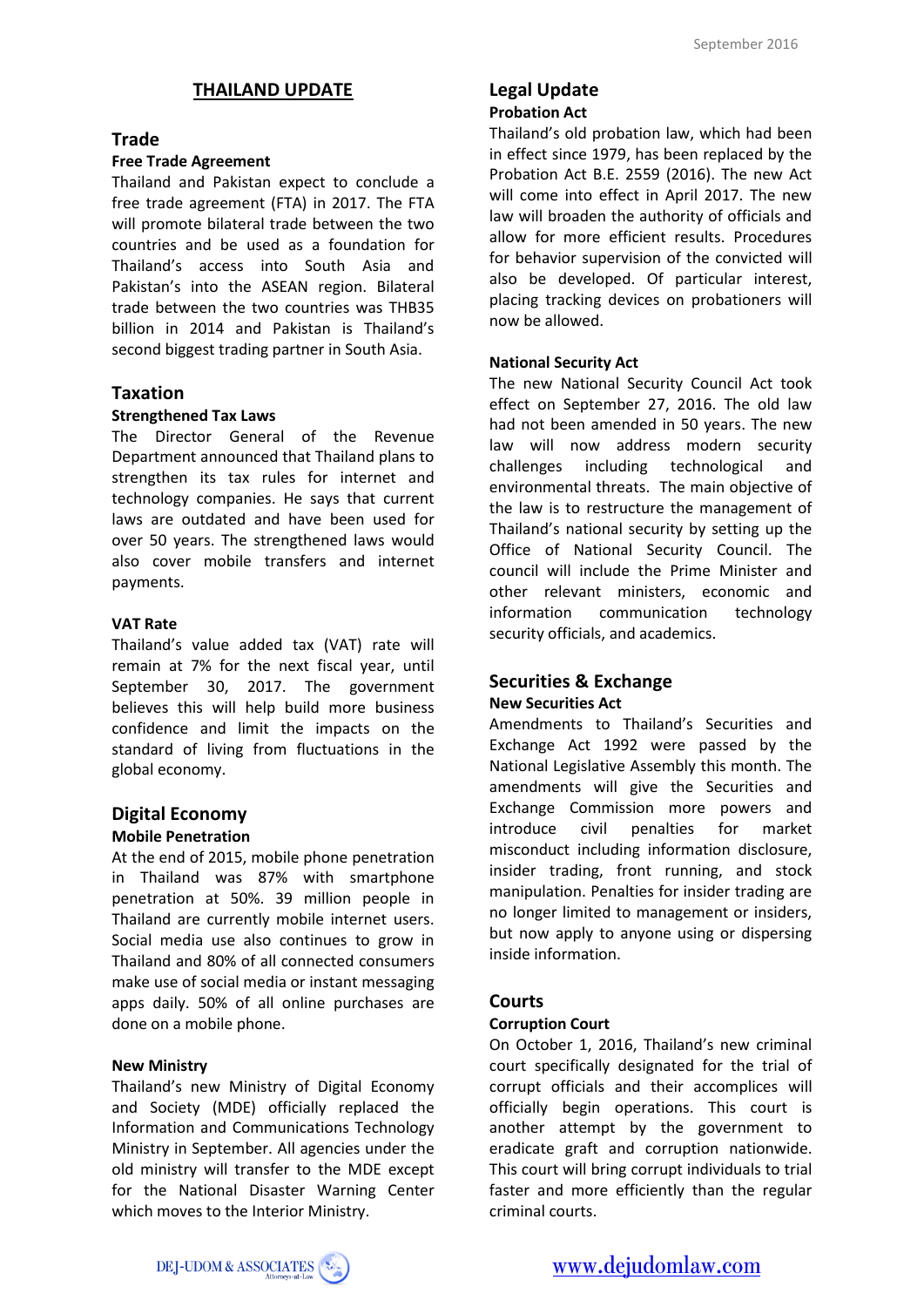# THAILAND UPDATE

## Trade

### Free Trade Agreement

Thailand and Pakistan expect to conclude a free trade agreement (FTA) in 2017. The FTA will promote bilateral trade between the two countries and be used as a foundation for Thailand's access into South Asia and Pakistan's into the ASEAN region. Bilateral trade between the two countries was THB35 billion in 2014 and Pakistan is Thailand's second biggest trading partner in South Asia.

## Taxation

### Strengthened Tax Laws

The Director General of the Revenue Department announced that Thailand plans to strengthen its tax rules for internet and technology companies. He says that current laws are outdated and have been used for over 50 years. The strengthened laws would also cover mobile transfers and internet payments.

### VAT Rate

Thailand's value added tax (VAT) rate will remain at 7% for the next fiscal year, until September 30, 2017. The government believes this will help build more business confidence and limit the impacts on the standard of living from fluctuations in the global economy.

## Digital Economy

### Mobile Penetration

At the end of 2015, mobile phone penetration in Thailand was 87% with smartphone penetration at 50%. 39 million people in Thailand are currently mobile internet users. Social media use also continues to grow in Thailand and 80% of all connected consumers make use of social media or instant messaging apps daily. 50% of all online purchases are done on a mobile phone.

### New Ministry

Thailand's new Ministry of Digital Economy and Society (MDE) officially replaced the Information and Communications Technology Ministry in September. All agencies under the old ministry will transfer to the MDE except for the National Disaster Warning Center which moves to the Interior Ministry.

## Legal Update

### Probation Act

Thailand's old probation law, which had been in effect since 1979, has been replaced by the Probation Act B.E. 2559 (2016). The new Act will come into effect in April 2017. The new law will broaden the authority of officials and allow for more efficient results. Procedures for behavior supervision of the convicted will also be developed. Of particular interest, placing tracking devices on probationers will now be allowed.

### National Security Act

The new National Security Council Act took effect on September 27, 2016. The old law had not been amended in 50 years. The new law will now address modern security challenges including technological and environmental threats. The main objective of the law is to restructure the management of Thailand's national security by setting up the Office of National Security Council. The council will include the Prime Minister and other relevant ministers, economic and information communication technology security officials, and academics.

## Securities & Exchange

### New Securities Act

Amendments to Thailand's Securities and Exchange Act 1992 were passed by the National Legislative Assembly this month. The amendments will give the Securities and Exchange Commission more powers and introduce civil penalties for market misconduct including information disclosure, insider trading, front running, and stock manipulation. Penalties for insider trading are no longer limited to management or insiders, but now apply to anyone using or dispersing inside information.

## Courts

### Corruption Court

On October 1, 2016, Thailand's new criminal court specifically designated for the trial of corrupt officials and their accomplices will officially begin operations. This court is another attempt by the government to eradicate graft and corruption nationwide. This court will bring corrupt individuals to trial faster and more efficiently than the regular criminal courts.